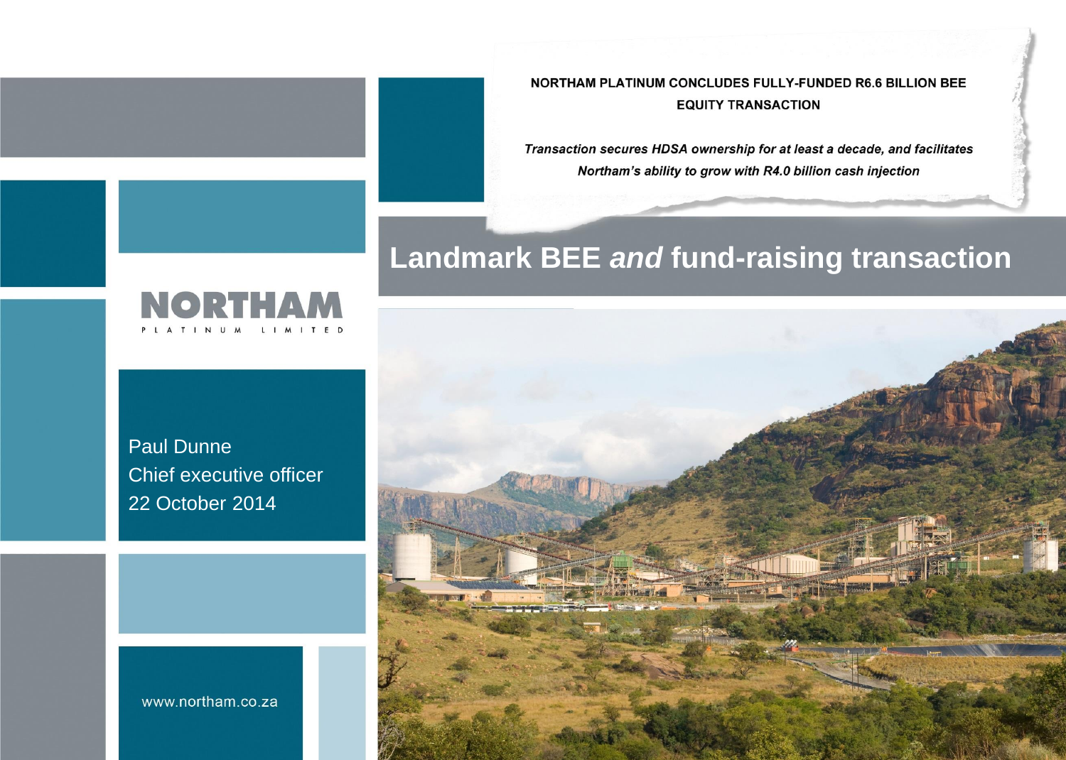**NORTHAM PLATINUM CONCLUDES FULLY-FUNDED R6.6 BILLION BEE EQUITY TRANSACTION**

***Transaction secures HDSA ownership for at least a decade, and facilitates Northam's ability to grow with R4.0 billion cash injection***

# Landmark BEE *and* fund-raising transaction

NORTHAM
PLATINUM LIMITED

Paul Dunne
Chief executive officer
22 October 2014

www.northam.co.za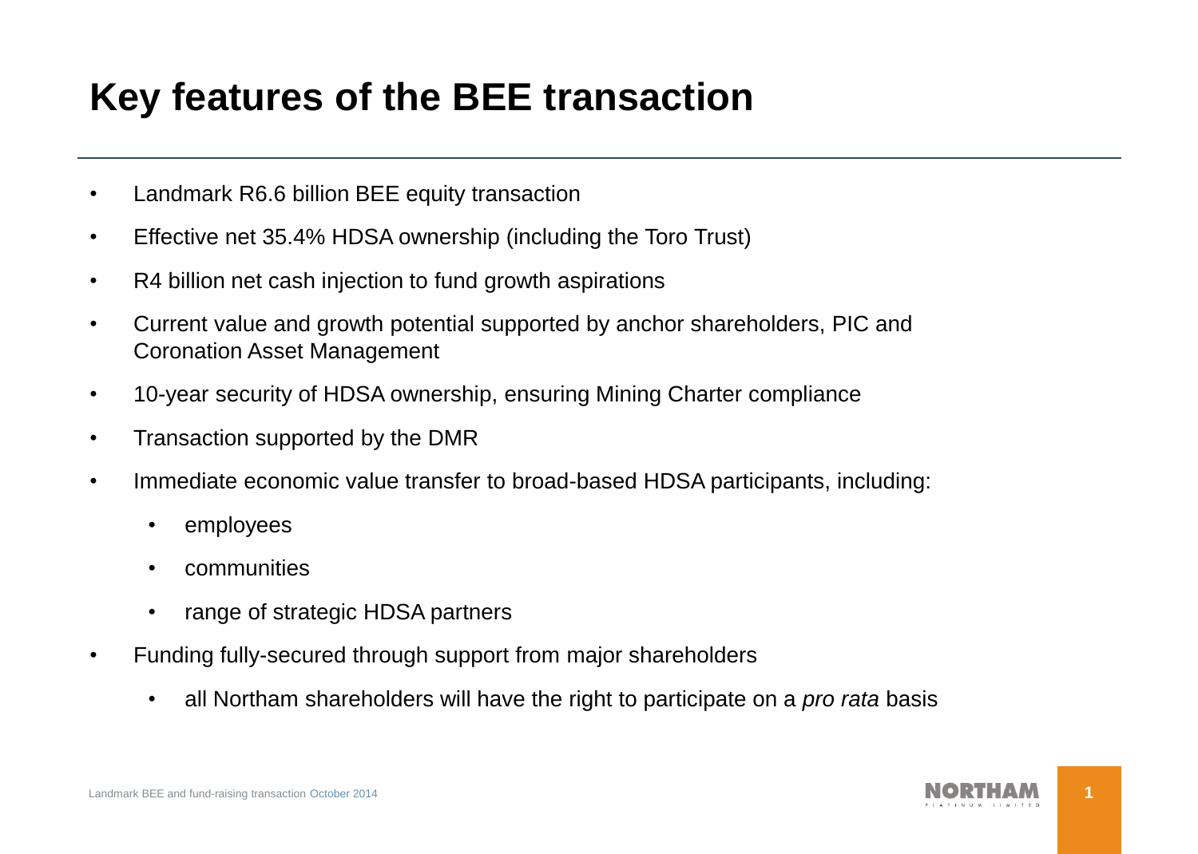# Key features of the BEE transaction

- Landmark R6.6 billion BEE equity transaction
- Effective net 35.4% HDSA ownership (including the Toro Trust)
- R4 billion net cash injection to fund growth aspirations
- Current value and growth potential supported by anchor shareholders, PIC and Coronation Asset Management
- 10-year security of HDSA ownership, ensuring Mining Charter compliance
- Transaction supported by the DMR
- Immediate economic value transfer to broad-based HDSA participants, including:
  - employees
  - communities
  - range of strategic HDSA partners
- Funding fully-secured through support from major shareholders
  - all Northam shareholders will have the right to participate on a *pro rata* basis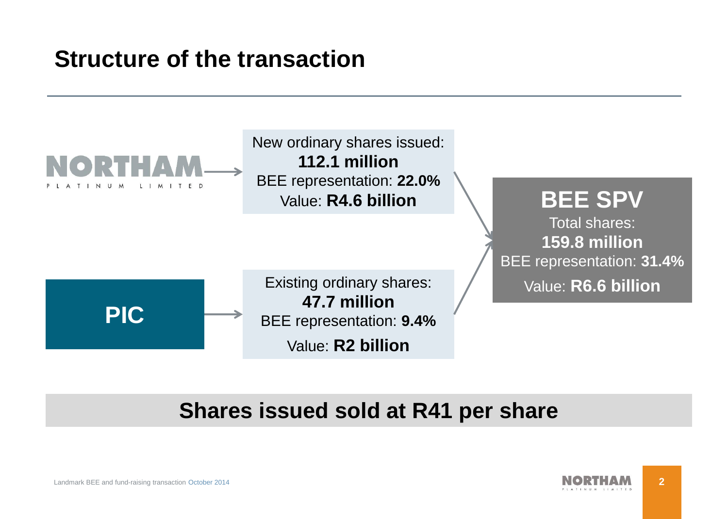# Structure of the transaction

NORTHAM PLATINUM LIMITED →

New ordinary shares issued:
**112.1 million**
BEE representation: **22.0%**
Value: **R4.6 billion**

PIC →

Existing ordinary shares:
**47.7 million**
BEE representation: **9.4%**
Value: **R2 billion**

**BEE SPV**
Total shares:
**159.8 million**
BEE representation: **31.4%**
Value: **R6.6 billion**

**Shares issued sold at R41 per share**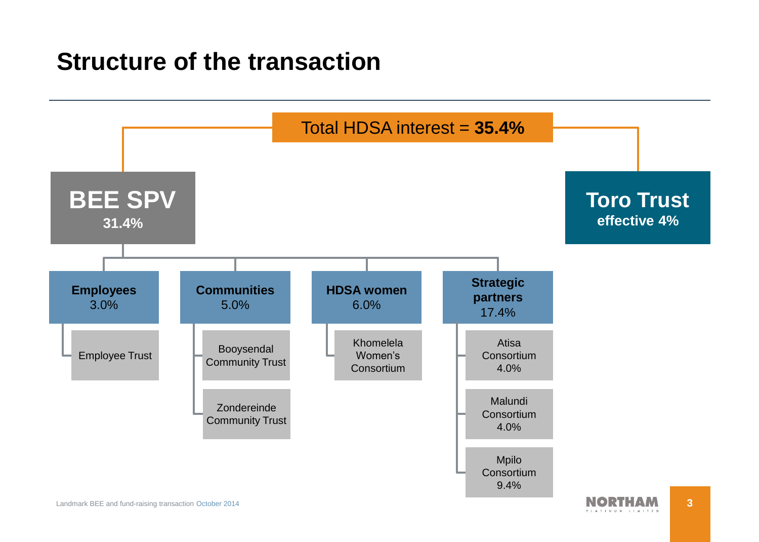# Structure of the transaction

Total HDSA interest = **35.4%**

- **BEE SPV** 31.4%
  - **Employees** 3.0%
    - Employee Trust
  - **Communities** 5.0%
    - Booysendal Community Trust
    - Zondereinde Community Trust
  - **HDSA women** 6.0%
    - Khomelela Women's Consortium
  - **Strategic partners** 17.4%
    - Atisa Consortium 4.0%
    - Malundi Consortium 4.0%
    - Mpilo Consortium 9.4%
- **Toro Trust** effective 4%

Landmark BEE and fund-raising transaction October 2014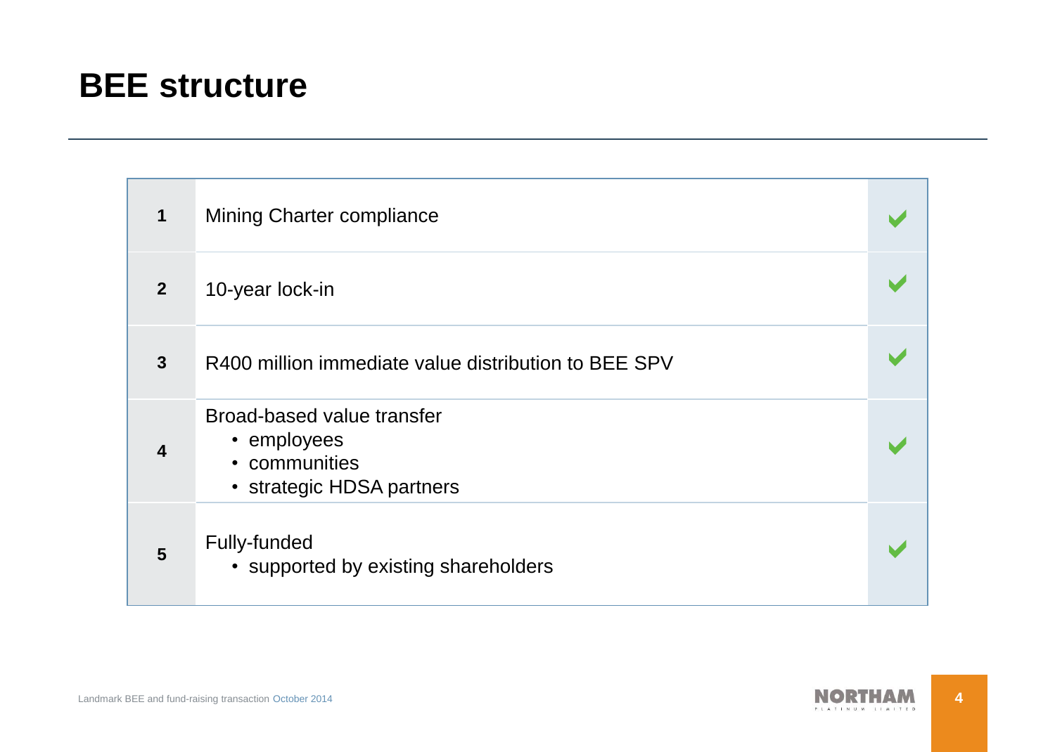# BEE structure

| # | Item | Status |
|---|---|---|
| 1 | Mining Charter compliance | ✔ |
| 2 | 10-year lock-in | ✔ |
| 3 | R400 million immediate value distribution to BEE SPV | ✔ |
| 4 | Broad-based value transfer<br>• employees<br>• communities<br>• strategic HDSA partners | ✔ |
| 5 | Fully-funded<br>• supported by existing shareholders | ✔ |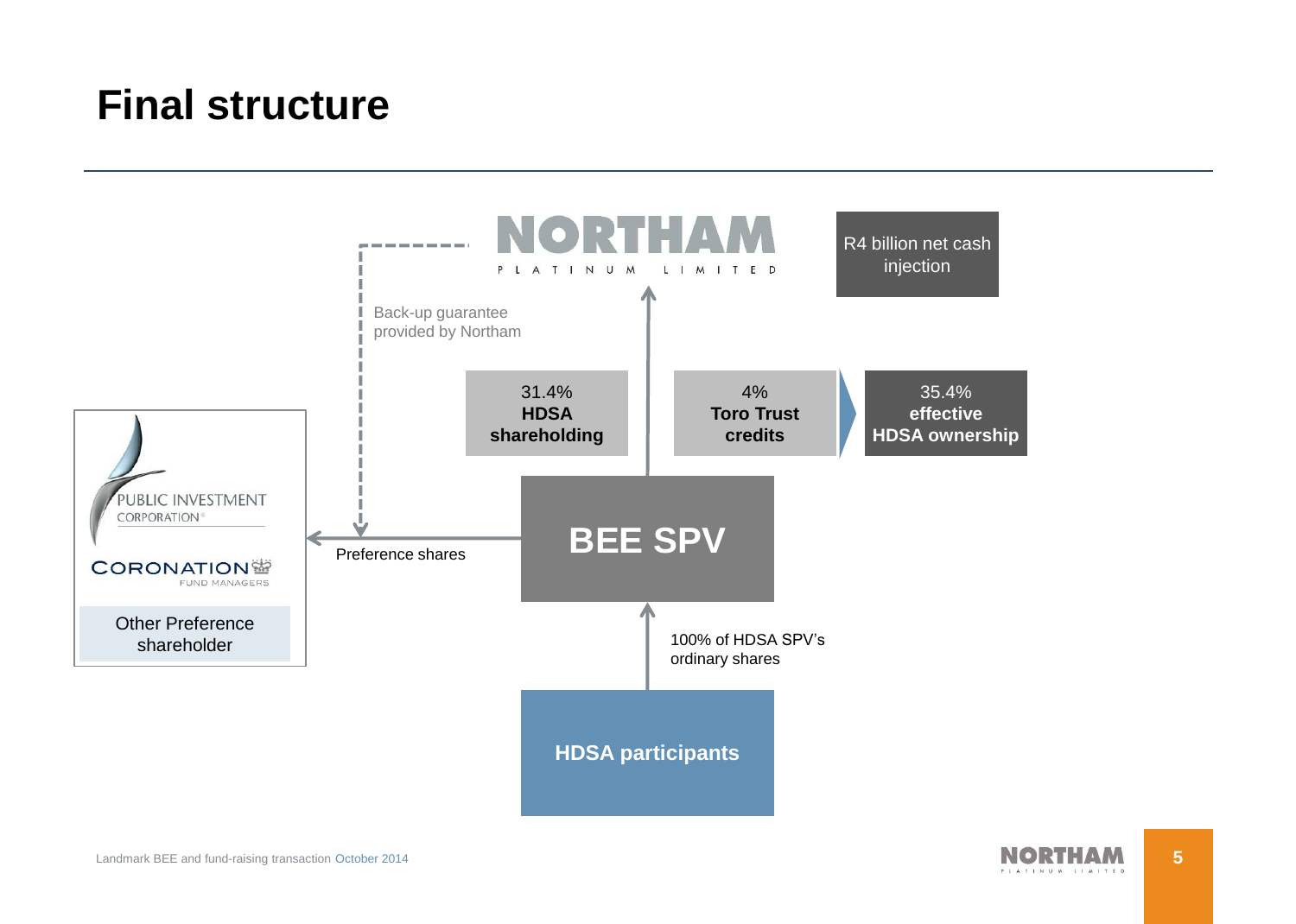# Final structure

NORTHAM PLATINUM LIMITED

R4 billion net cash injection

Back-up guarantee provided by Northam

31.4% **HDSA shareholding**

4% **Toro Trust credits**

35.4% **effective HDSA ownership**

PUBLIC INVESTMENT CORPORATION

CORONATION FUND MANAGERS

Other Preference shareholder

Preference shares

**BEE SPV**

100% of HDSA SPV's ordinary shares

**HDSA participants**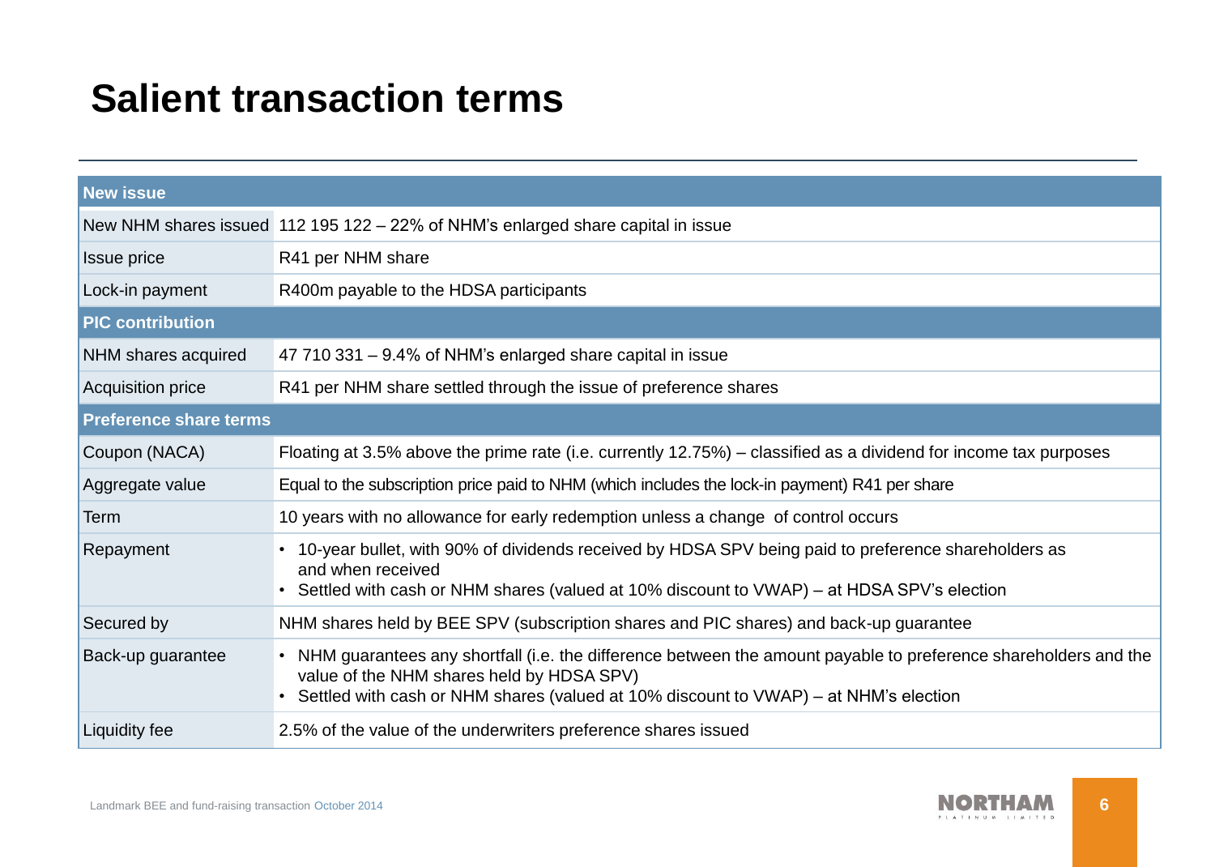# Salient transaction terms

| **New issue** | |
|---|---|
| New NHM shares issued | 112 195 122 – 22% of NHM's enlarged share capital in issue |
| Issue price | R41 per NHM share |
| Lock-in payment | R400m payable to the HDSA participants |
| **PIC contribution** | |
| NHM shares acquired | 47 710 331 – 9.4% of NHM's enlarged share capital in issue |
| Acquisition price | R41 per NHM share settled through the issue of preference shares |
| **Preference share terms** | |
| Coupon (NACA) | Floating at 3.5% above the prime rate (i.e. currently 12.75%) – classified as a dividend for income tax purposes |
| Aggregate value | Equal to the subscription price paid to NHM (which includes the lock-in payment) R41 per share |
| Term | 10 years with no allowance for early redemption unless a change of control occurs |
| Repayment | • 10-year bullet, with 90% of dividends received by HDSA SPV being paid to preference shareholders as and when received<br>• Settled with cash or NHM shares (valued at 10% discount to VWAP) – at HDSA SPV's election |
| Secured by | NHM shares held by BEE SPV (subscription shares and PIC shares) and back-up guarantee |
| Back-up guarantee | • NHM guarantees any shortfall (i.e. the difference between the amount payable to preference shareholders and the value of the NHM shares held by HDSA SPV)<br>• Settled with cash or NHM shares (valued at 10% discount to VWAP) – at NHM's election |
| Liquidity fee | 2.5% of the value of the underwriters preference shares issued |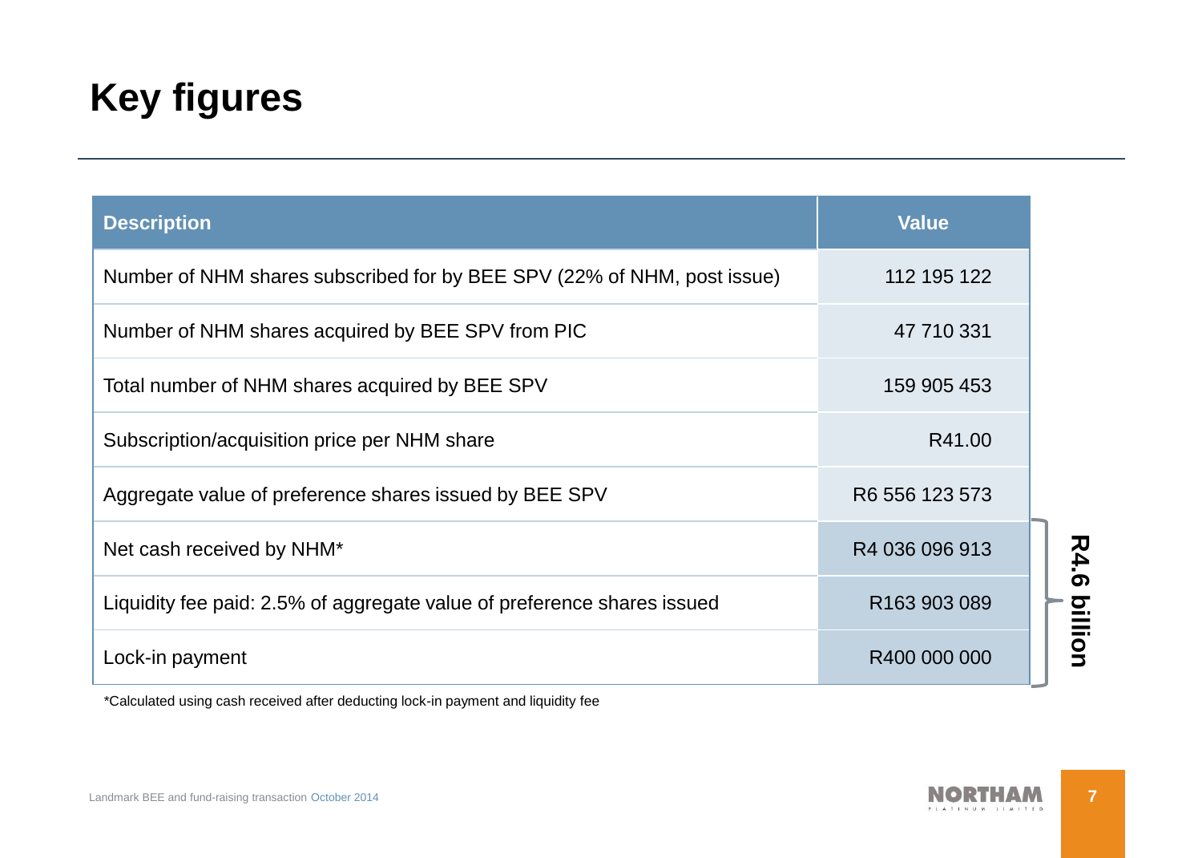# Key figures

| Description | Value |
| --- | --- |
| Number of NHM shares subscribed for by BEE SPV (22% of NHM, post issue) | 112 195 122 |
| Number of NHM shares acquired by BEE SPV from PIC | 47 710 331 |
| Total number of NHM shares acquired by BEE SPV | 159 905 453 |
| Subscription/acquisition price per NHM share | R41.00 |
| Aggregate value of preference shares issued by BEE SPV | R6 556 123 573 |
| Net cash received by NHM* | R4 036 096 913 |
| Liquidity fee paid: 2.5% of aggregate value of preference shares issued | R163 903 089 |
| Lock-in payment | R400 000 000 |

**R4.6 billion**

*Calculated using cash received after deducting lock-in payment and liquidity fee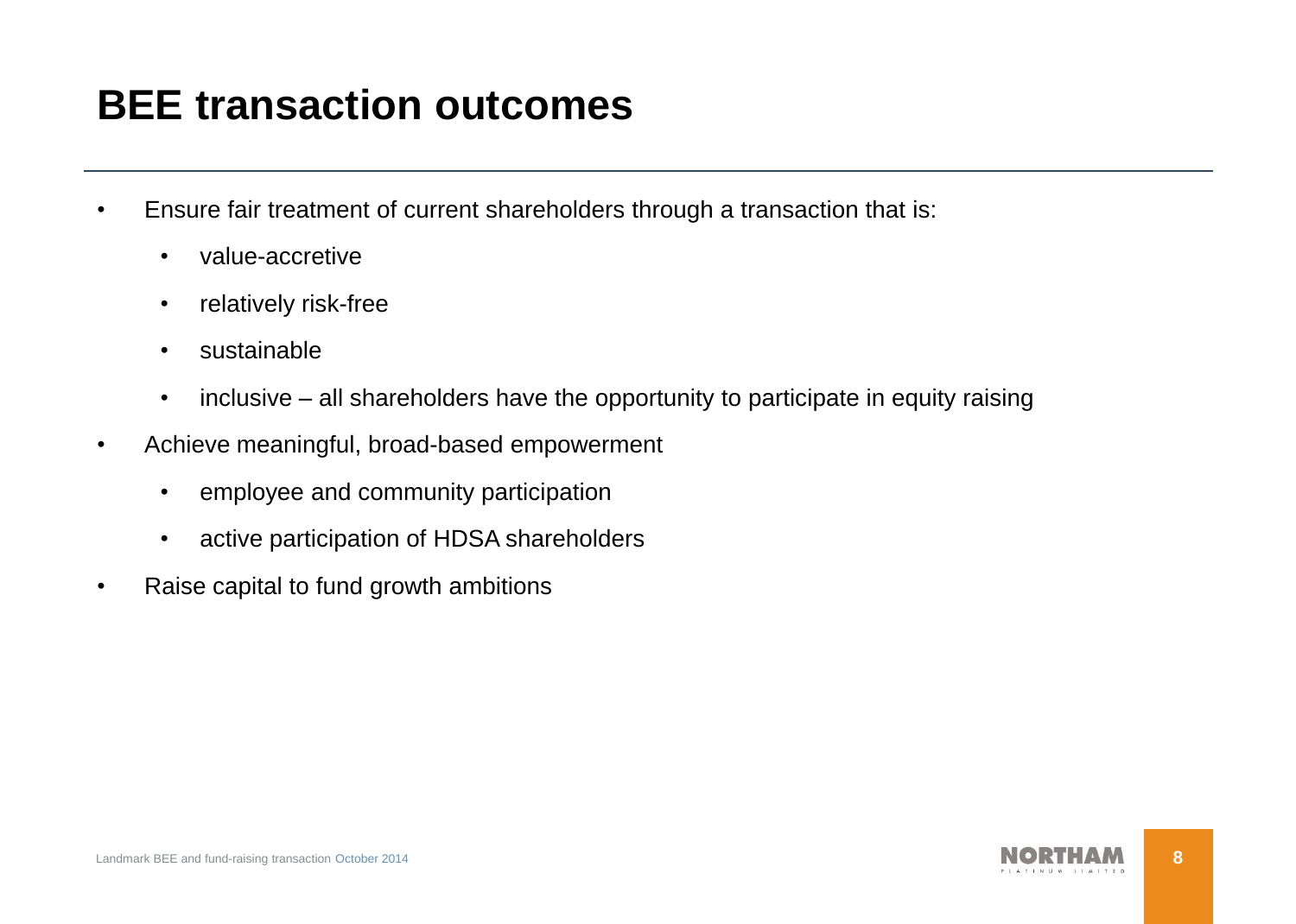# BEE transaction outcomes

- Ensure fair treatment of current shareholders through a transaction that is:
  - value-accretive
  - relatively risk-free
  - sustainable
  - inclusive – all shareholders have the opportunity to participate in equity raising
- Achieve meaningful, broad-based empowerment
  - employee and community participation
  - active participation of HDSA shareholders
- Raise capital to fund growth ambitions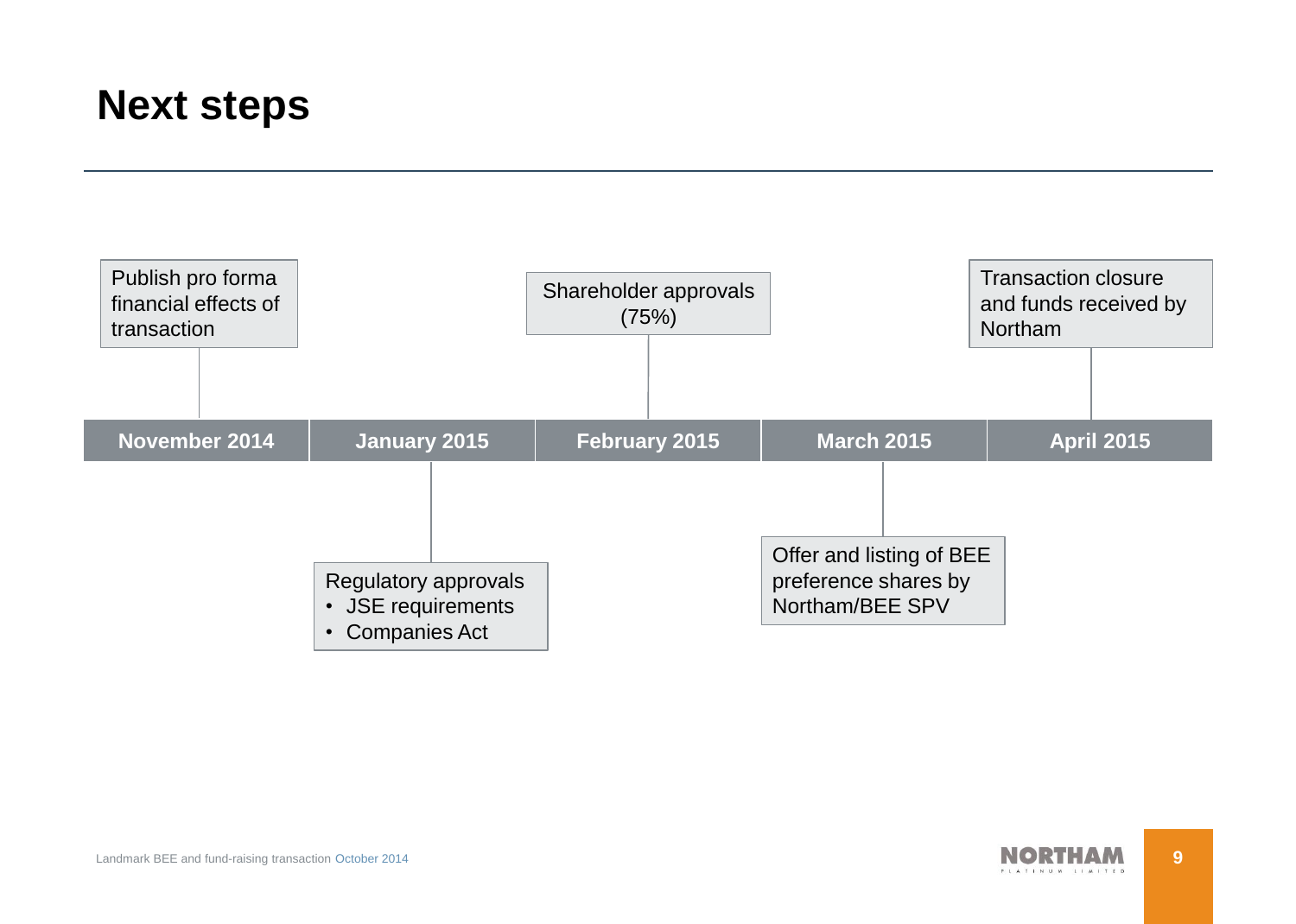# Next steps

| November 2014 | January 2015 | February 2015 | March 2015 | April 2015 |
|---|---|---|---|---|
| Publish pro forma financial effects of transaction | Regulatory approvals<br>• JSE requirements<br>• Companies Act | Shareholder approvals (75%) | Offer and listing of BEE preference shares by Northam/BEE SPV | Transaction closure and funds received by Northam |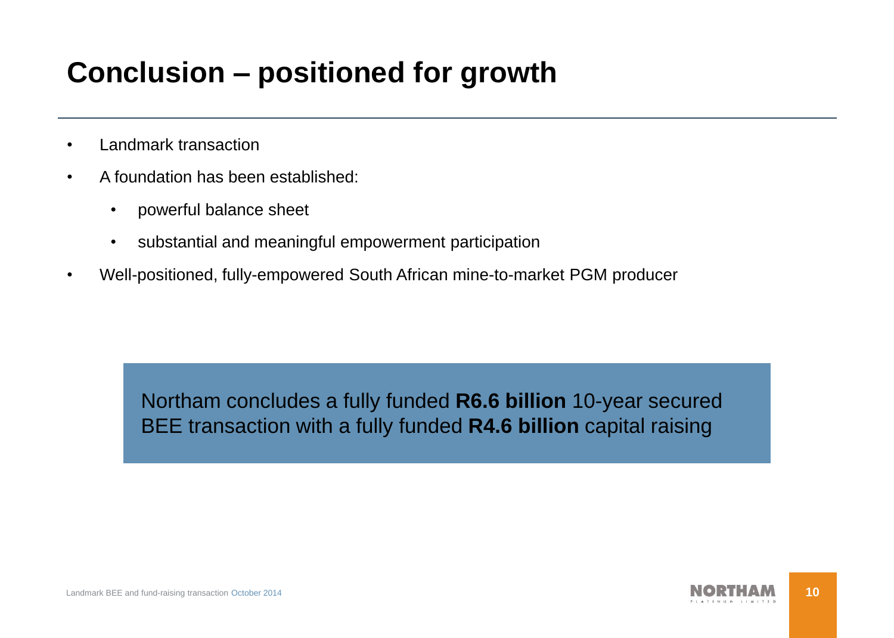# Conclusion – positioned for growth

- Landmark transaction
- A foundation has been established:
  - powerful balance sheet
  - substantial and meaningful empowerment participation
- Well-positioned, fully-empowered South African mine-to-market PGM producer

Northam concludes a fully funded **R6.6 billion** 10-year secured BEE transaction with a fully funded **R4.6 billion** capital raising